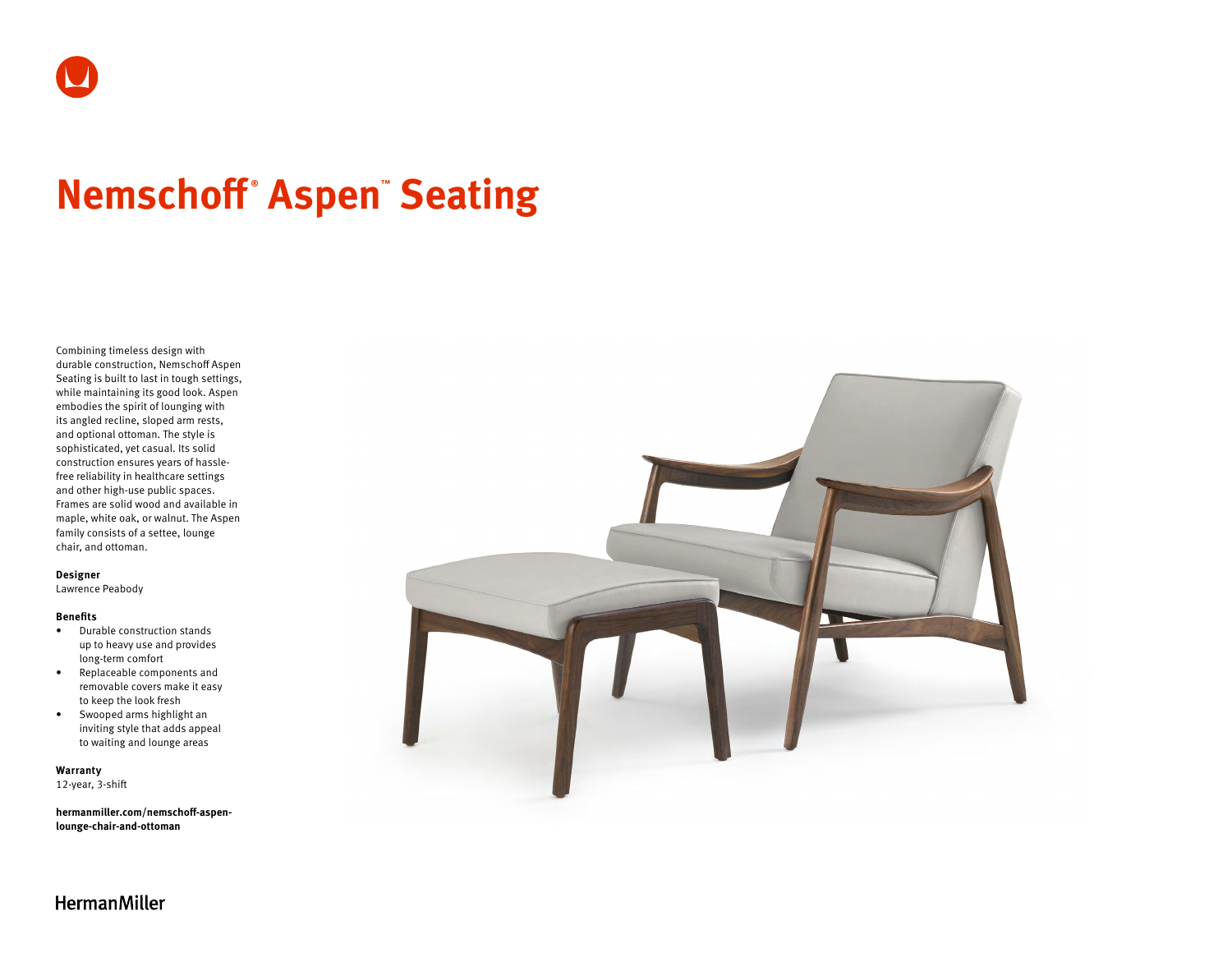# Nemschoff® Aspen™ Seating

Combining timeless design with durable construction, Nemschoff Aspen Seating is built to last in tough settings, while maintaining its good look. Aspen embodies the spirit of lounging with its angled recline, sloped arm rests, and optional ottoman. The style is sophisticated, yet casual. Its solid construction ensures years of hassle-free reliability in healthcare settings and other high-use public spaces. Frames are solid wood and available in maple, white oak, or walnut. The Aspen family consists of a settee, lounge chair, and ottoman.

**Designer**
Lawrence Peabody

**Benefits**

- Durable construction stands up to heavy use and provides long-term comfort
- Replaceable components and removable covers make it easy to keep the look fresh
- Swooped arms highlight an inviting style that adds appeal to waiting and lounge areas

**Warranty**
12-year, 3-shift

**hermanmiller.com/nemschoff-aspen-lounge-chair-and-ottoman**

HermanMiller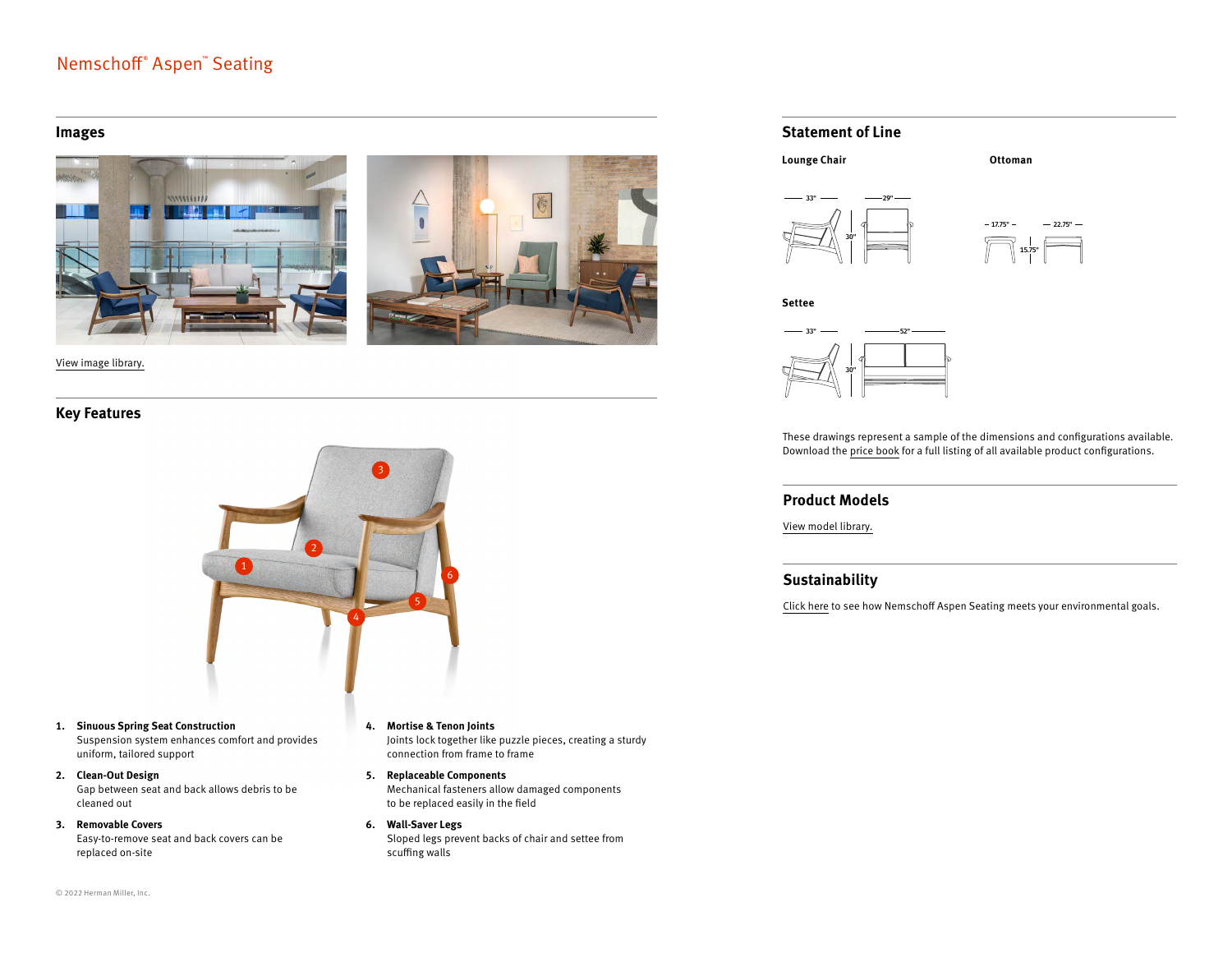# Nemschoff® Aspen™ Seating

## Images

View image library.

## Key Features

3

2

1

6

5

4

1. **Sinuous Spring Seat Construction**
   Suspension system enhances comfort and provides uniform, tailored support
2. **Clean-Out Design**
   Gap between seat and back allows debris to be cleaned out
3. **Removable Covers**
   Easy-to-remove seat and back covers can be replaced on-site
4. **Mortise & Tenon Joints**
   Joints lock together like puzzle pieces, creating a sturdy connection from frame to frame
5. **Replaceable Components**
   Mechanical fasteners allow damaged components to be replaced easily in the field
6. **Wall-Saver Legs**
   Sloped legs prevent backs of chair and settee from scuffing walls

© 2022 Herman Miller, Inc.

## Statement of Line

**Lounge Chair**

33"

29"

30"

**Ottoman**

17.75"

22.75"

15.75"

**Settee**

33"

52"

30"

These drawings represent a sample of the dimensions and configurations available. Download the price book for a full listing of all available product configurations.

## Product Models

View model library.

## Sustainability

Click here to see how Nemschoff Aspen Seating meets your environmental goals.